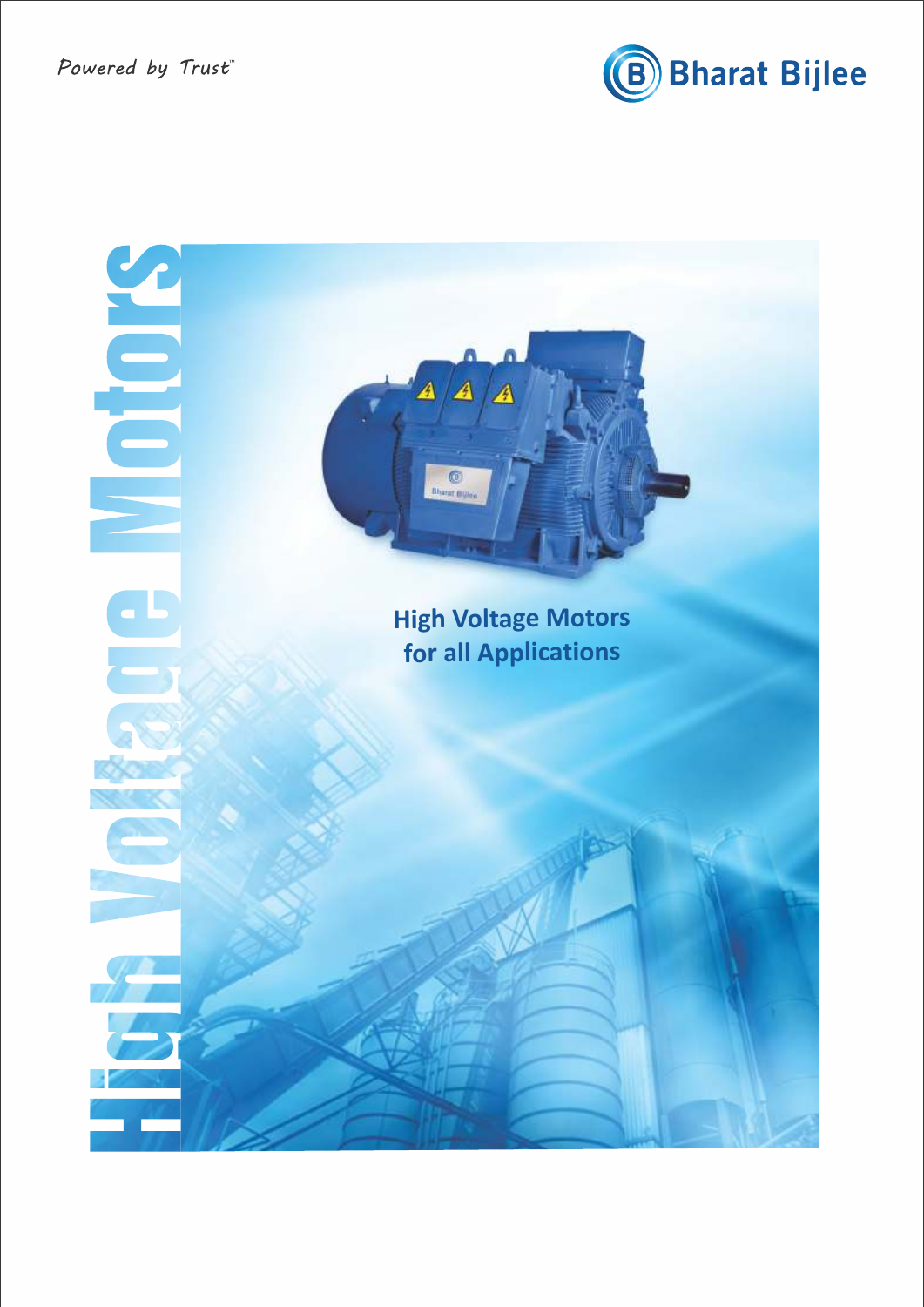Powered by Trust™

Bharat Bijlee

# High Voltage Motors

## High Voltage Motors for all Applications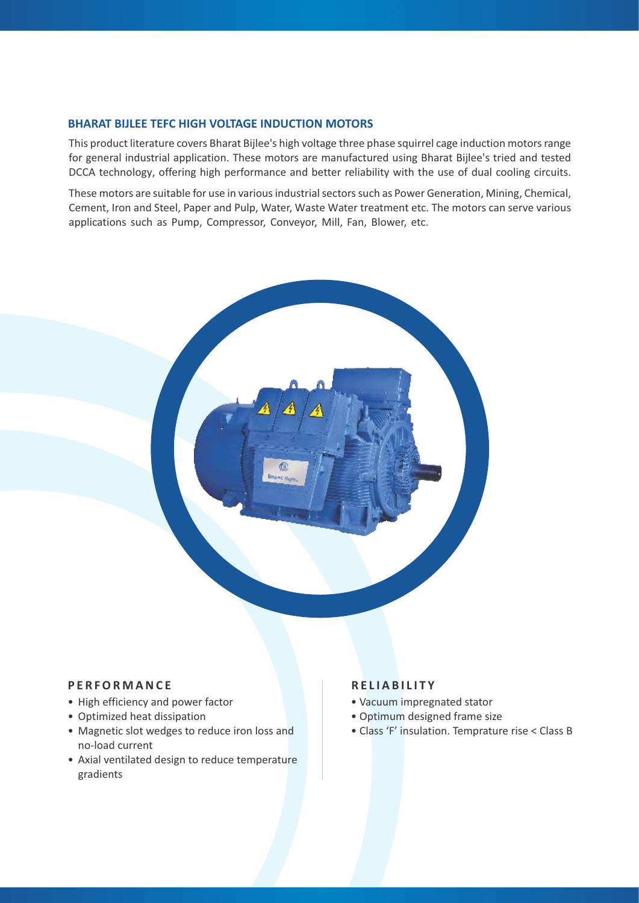## BHARAT BIJLEE TEFC HIGH VOLTAGE INDUCTION MOTORS

This product literature covers Bharat Bijlee's high voltage three phase squirrel cage induction motors range for general industrial application. These motors are manufactured using Bharat Bijlee's tried and tested DCCA technology, offering high performance and better reliability with the use of dual cooling circuits.

These motors are suitable for use in various industrial sectors such as Power Generation, Mining, Chemical, Cement, Iron and Steel, Paper and Pulp, Water, Waste Water treatment etc. The motors can serve various applications such as Pump, Compressor, Conveyor, Mill, Fan, Blower, etc.

### PERFORMANCE

- High efficiency and power factor
- Optimized heat dissipation
- Magnetic slot wedges to reduce iron loss and no-load current
- Axial ventilated design to reduce temperature gradients

### RELIABILITY

- Vacuum impregnated stator
- Optimum designed frame size
- Class 'F' insulation. Temprature rise < Class B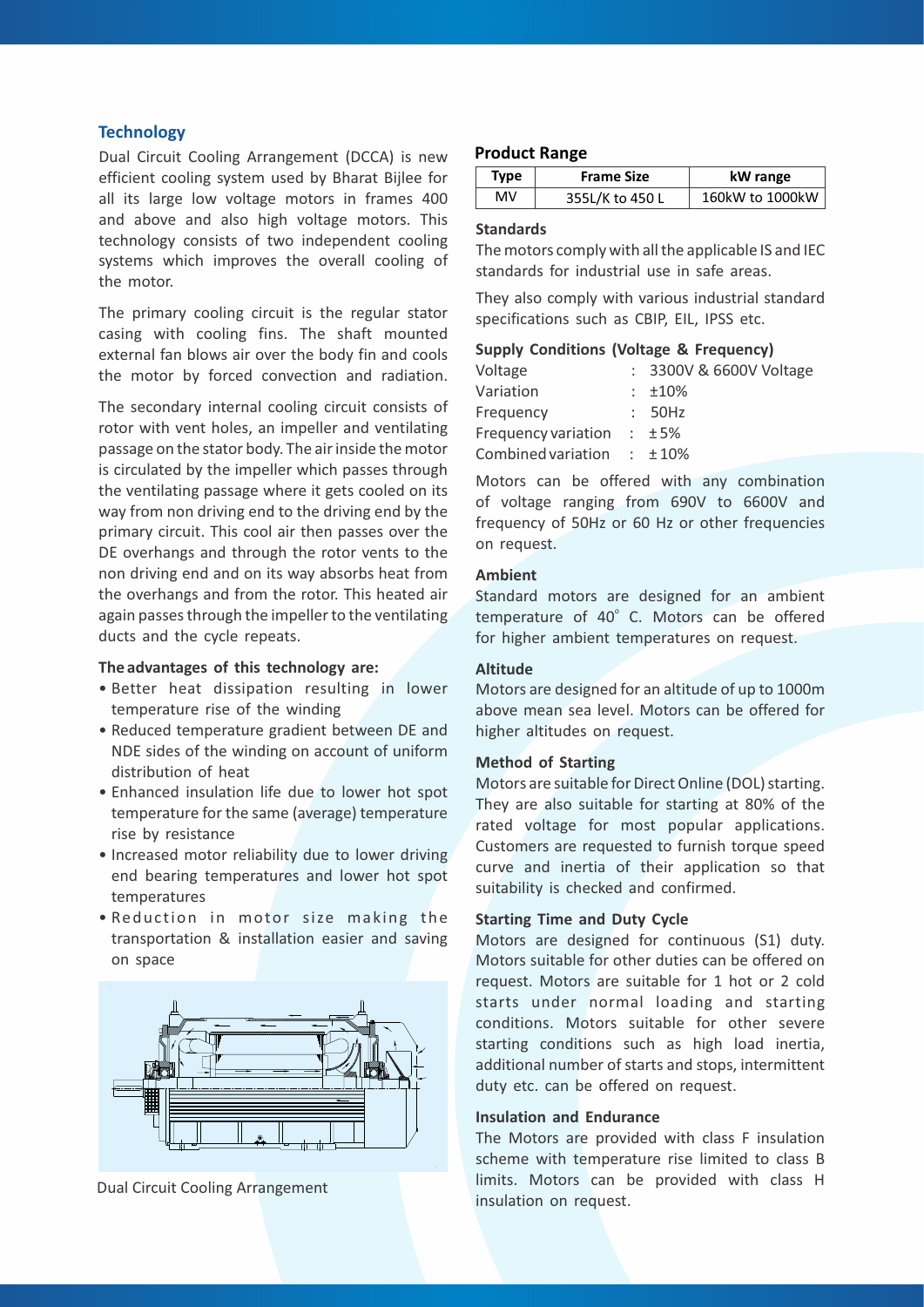## Technology

Dual Circuit Cooling Arrangement (DCCA) is new efficient cooling system used by Bharat Bijlee for all its large low voltage motors in frames 400 and above and also high voltage motors. This technology consists of two independent cooling systems which improves the overall cooling of the motor.

The primary cooling circuit is the regular stator casing with cooling fins. The shaft mounted external fan blows air over the body fin and cools the motor by forced convection and radiation.

The secondary internal cooling circuit consists of rotor with vent holes, an impeller and ventilating passage on the stator body. The air inside the motor is circulated by the impeller which passes through the ventilating passage where it gets cooled on its way from non driving end to the driving end by the primary circuit. This cool air then passes over the DE overhangs and through the rotor vents to the non driving end and on its way absorbs heat from the overhangs and from the rotor. This heated air again passes through the impeller to the ventilating ducts and the cycle repeats.

**The advantages of this technology are:**

- Better heat dissipation resulting in lower temperature rise of the winding
- Reduced temperature gradient between DE and NDE sides of the winding on account of uniform distribution of heat
- Enhanced insulation life due to lower hot spot temperature for the same (average) temperature rise by resistance
- Increased motor reliability due to lower driving end bearing temperatures and lower hot spot temperatures
- Reduction in motor size making the transportation & installation easier and saving on space

Dual Circuit Cooling Arrangement

### Product Range

| Type | Frame Size | kW range |
|---|---|---|
| MV | 355L/K to 450 L | 160kW to 1000kW |

### Standards

The motors comply with all the applicable IS and IEC standards for industrial use in safe areas.

They also comply with various industrial standard specifications such as CBIP, EIL, IPSS etc.

### Supply Conditions (Voltage & Frequency)

| | | |
|---|---|---|
| Voltage | : | 3300V & 6600V Voltage |
| Variation | : | ±10% |
| Frequency | : | 50Hz |
| Frequency variation | : | ±5% |
| Combined variation | : | ±10% |

Motors can be offered with any combination of voltage ranging from 690V to 6600V and frequency of 50Hz or 60 Hz or other frequencies on request.

### Ambient

Standard motors are designed for an ambient temperature of 40° C. Motors can be offered for higher ambient temperatures on request.

### Altitude

Motors are designed for an altitude of up to 1000m above mean sea level. Motors can be offered for higher altitudes on request.

### Method of Starting

Motors are suitable for Direct Online (DOL) starting. They are also suitable for starting at 80% of the rated voltage for most popular applications. Customers are requested to furnish torque speed curve and inertia of their application so that suitability is checked and confirmed.

### Starting Time and Duty Cycle

Motors are designed for continuous (S1) duty. Motors suitable for other duties can be offered on request. Motors are suitable for 1 hot or 2 cold starts under normal loading and starting conditions. Motors suitable for other severe starting conditions such as high load inertia, additional number of starts and stops, intermittent duty etc. can be offered on request.

### Insulation and Endurance

The Motors are provided with class F insulation scheme with temperature rise limited to class B limits. Motors can be provided with class H insulation on request.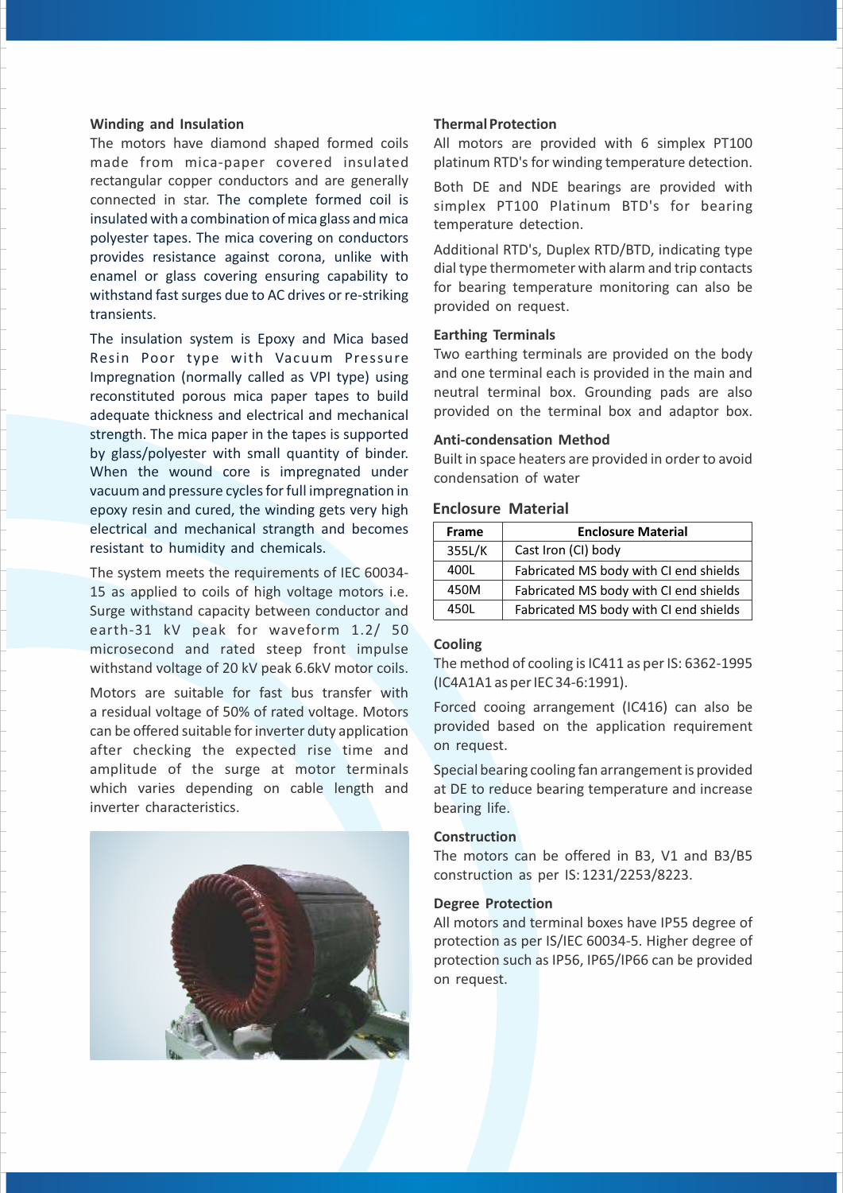### Winding and Insulation

The motors have diamond shaped formed coils made from mica-paper covered insulated rectangular copper conductors and are generally connected in star. The complete formed coil is insulated with a combination of mica glass and mica polyester tapes. The mica covering on conductors provides resistance against corona, unlike with enamel or glass covering ensuring capability to withstand fast surges due to AC drives or re-striking transients.

The insulation system is Epoxy and Mica based Resin Poor type with Vacuum Pressure Impregnation (normally called as VPI type) using reconstituted porous mica paper tapes to build adequate thickness and electrical and mechanical strength. The mica paper in the tapes is supported by glass/polyester with small quantity of binder. When the wound core is impregnated under vacuum and pressure cycles for full impregnation in epoxy resin and cured, the winding gets very high electrical and mechanical strength and becomes resistant to humidity and chemicals.

The system meets the requirements of IEC 60034-15 as applied to coils of high voltage motors i.e. Surge withstand capacity between conductor and earth-31 kV peak for waveform 1.2/ 50 microsecond and rated steep front impulse withstand voltage of 20 kV peak 6.6kV motor coils.

Motors are suitable for fast bus transfer with a residual voltage of 50% of rated voltage. Motors can be offered suitable for inverter duty application after checking the expected rise time and amplitude of the surge at motor terminals which varies depending on cable length and inverter characteristics.

### Thermal Protection

All motors are provided with 6 simplex PT100 platinum RTD's for winding temperature detection.

Both DE and NDE bearings are provided with simplex PT100 Platinum BTD's for bearing temperature detection.

Additional RTD's, Duplex RTD/BTD, indicating type dial type thermometer with alarm and trip contacts for bearing temperature monitoring can also be provided on request.

### Earthing Terminals

Two earthing terminals are provided on the body and one terminal each is provided in the main and neutral terminal box. Grounding pads are also provided on the terminal box and adaptor box.

### Anti-condensation Method

Built in space heaters are provided in order to avoid condensation of water

### Enclosure Material

| Frame | Enclosure Material |
|---|---|
| 355L/K | Cast Iron (CI) body |
| 400L | Fabricated MS body with CI end shields |
| 450M | Fabricated MS body with CI end shields |
| 450L | Fabricated MS body with CI end shields |

### Cooling

The method of cooling is IC411 as per IS: 6362-1995 (IC4A1A1 as per IEC 34-6:1991).

Forced cooing arrangement (IC416) can also be provided based on the application requirement on request.

Special bearing cooling fan arrangement is provided at DE to reduce bearing temperature and increase bearing life.

### Construction

The motors can be offered in B3, V1 and B3/B5 construction as per IS: 1231/2253/8223.

### Degree Protection

All motors and terminal boxes have IP55 degree of protection as per IS/IEC 60034-5. Higher degree of protection such as IP56, IP65/IP66 can be provided on request.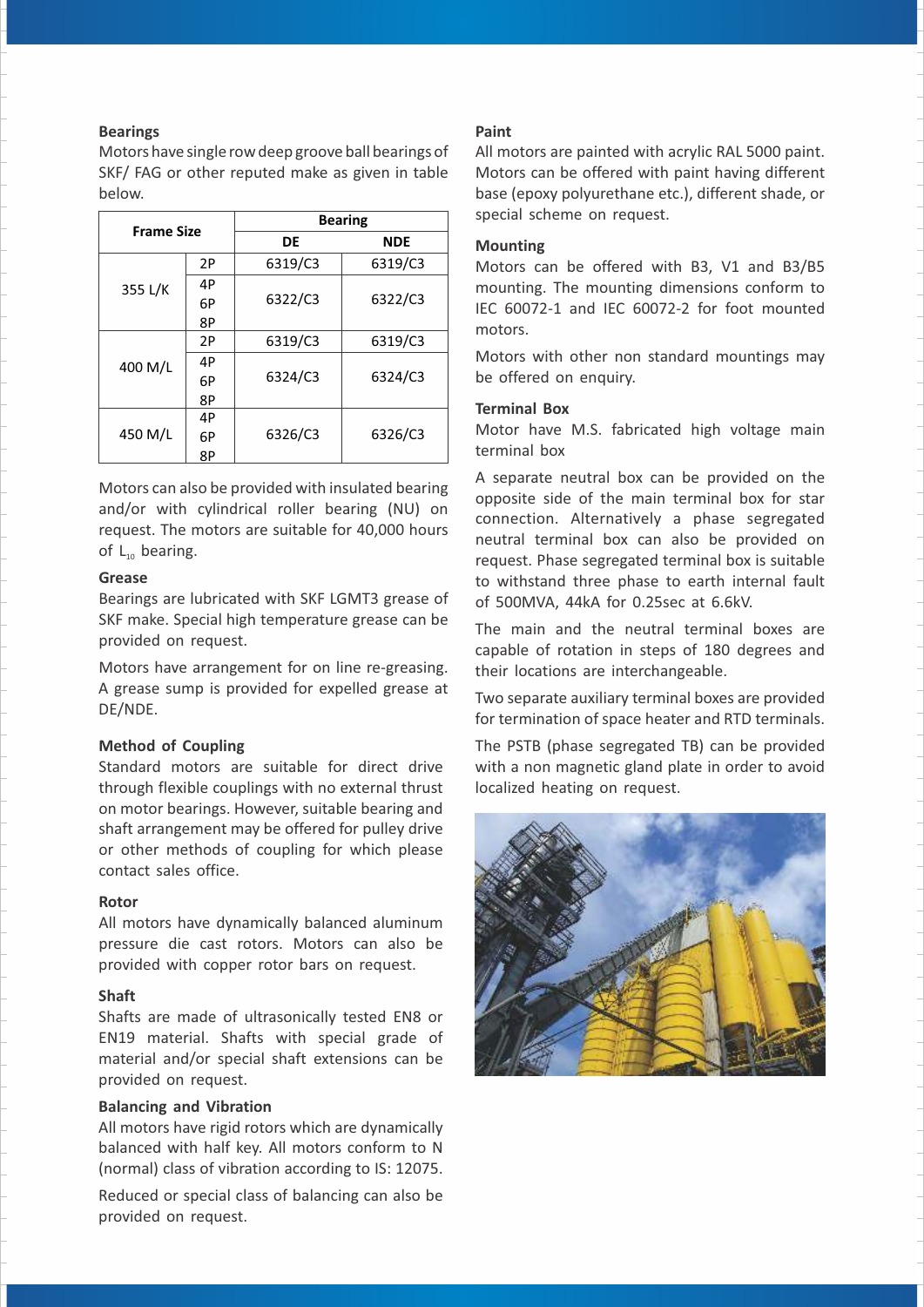**Bearings**

Motors have single row deep groove ball bearings of SKF/ FAG or other reputed make as given in table below.

| Frame Size | | Bearing | |
|---|---|---|---|
| | | DE | NDE |
| 355 L/K | 2P | 6319/C3 | 6319/C3 |
| | 4P 6P 8P | 6322/C3 | 6322/C3 |
| 400 M/L | 2P | 6319/C3 | 6319/C3 |
| | 4P 6P 8P | 6324/C3 | 6324/C3 |
| 450 M/L | 4P 6P 8P | 6326/C3 | 6326/C3 |

Motors can also be provided with insulated bearing and/or with cylindrical roller bearing (NU) on request. The motors are suitable for 40,000 hours of $L_{10}$ bearing.

**Grease**

Bearings are lubricated with SKF LGMT3 grease of SKF make. Special high temperature grease can be provided on request.

Motors have arrangement for on line re-greasing. A grease sump is provided for expelled grease at DE/NDE.

**Method of Coupling**

Standard motors are suitable for direct drive through flexible couplings with no external thrust on motor bearings. However, suitable bearing and shaft arrangement may be offered for pulley drive or other methods of coupling for which please contact sales office.

**Rotor**

All motors have dynamically balanced aluminum pressure die cast rotors. Motors can also be provided with copper rotor bars on request.

**Shaft**

Shafts are made of ultrasonically tested EN8 or EN19 material. Shafts with special grade of material and/or special shaft extensions can be provided on request.

**Balancing and Vibration**

All motors have rigid rotors which are dynamically balanced with half key. All motors conform to N (normal) class of vibration according to IS: 12075.

Reduced or special class of balancing can also be provided on request.

**Paint**

All motors are painted with acrylic RAL 5000 paint. Motors can be offered with paint having different base (epoxy polyurethane etc.), different shade, or special scheme on request.

**Mounting**

Motors can be offered with B3, V1 and B3/B5 mounting. The mounting dimensions conform to IEC 60072-1 and IEC 60072-2 for foot mounted motors.

Motors with other non standard mountings may be offered on enquiry.

**Terminal Box**

Motor have M.S. fabricated high voltage main terminal box

A separate neutral box can be provided on the opposite side of the main terminal box for star connection. Alternatively a phase segregated neutral terminal box can also be provided on request. Phase segregated terminal box is suitable to withstand three phase to earth internal fault of 500MVA, 44kA for 0.25sec at 6.6kV.

The main and the neutral terminal boxes are capable of rotation in steps of 180 degrees and their locations are interchangeable.

Two separate auxiliary terminal boxes are provided for termination of space heater and RTD terminals.

The PSTB (phase segregated TB) can be provided with a non magnetic gland plate in order to avoid localized heating on request.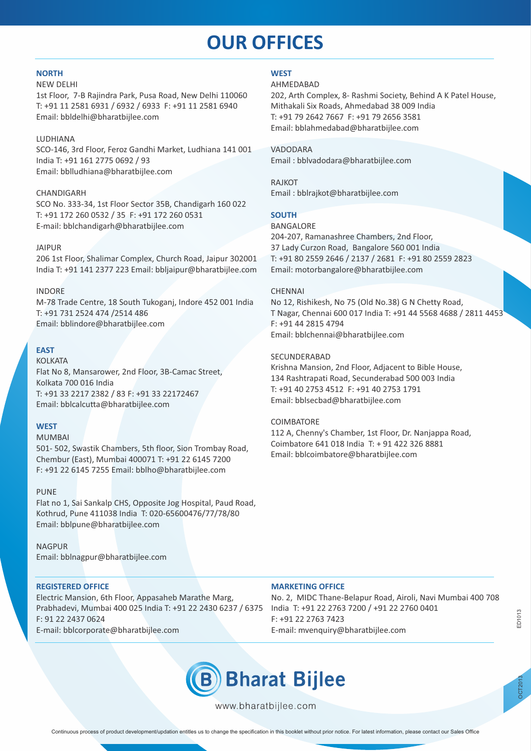# OUR OFFICES

## NORTH

NEW DELHI
1st Floor, 7-B Rajindra Park, Pusa Road, New Delhi 110060
T: +91 11 2581 6931 / 6932 / 6933 F: +91 11 2581 6940
Email: bbldelhi@bharatbijlee.com

LUDHIANA
SCO-146, 3rd Floor, Feroz Gandhi Market, Ludhiana 141 001
India T: +91 161 2775 0692 / 93
Email: bblludhiana@bharatbijlee.com

CHANDIGARH
SCO No. 333-34, 1st Floor Sector 35B, Chandigarh 160 022
T: +91 172 260 0532 / 35 F: +91 172 260 0531
E-mail: bblchandigarh@bharatbijlee.com

JAIPUR
206 1st Floor, Shalimar Complex, Church Road, Jaipur 302001
India T: +91 141 2377 223 Email: bbljaipur@bharatbijlee.com

INDORE
M-78 Trade Centre, 18 South Tukoganj, Indore 452 001 India
T: +91 731 2524 474 /2514 486
Email: bblindore@bharatbijlee.com

## EAST

KOLKATA
Flat No 8, Mansarower, 2nd Floor, 3B-Camac Street,
Kolkata 700 016 India
T: +91 33 2217 2382 / 83 F: +91 33 22172467
Email: bblcalcutta@bharatbijlee.com

## WEST

MUMBAI
501- 502, Swastik Chambers, 5th floor, Sion Trombay Road,
Chembur (East), Mumbai 400071 T: +91 22 6145 7200
F: +91 22 6145 7255 Email: bblho@bharatbijlee.com

PUNE
Flat no 1, Sai Sankalp CHS, Opposite Jog Hospital, Paud Road,
Kothrud, Pune 411038 India T: 020-65600476/77/78/80
Email: bblpune@bharatbijlee.com

NAGPUR
Email: bblnagpur@bharatbijlee.com

## WEST

AHMEDABAD
202, Arth Complex, 8- Rashmi Society, Behind A K Patel House,
Mithakali Six Roads, Ahmedabad 38 009 India
T: +91 79 2642 7667 F: +91 79 2656 3581
Email: bblahmedabad@bharatbijlee.com

VADODARA
Email : bblvadodara@bharatbijlee.com

RAJKOT
Email : bblrajkot@bharatbijlee.com

## SOUTH

BANGALORE
204-207, Ramanashree Chambers, 2nd Floor,
37 Lady Curzon Road, Bangalore 560 001 India
T: +91 80 2559 2646 / 2137 / 2681 F: +91 80 2559 2823
Email: motorbangalore@bharatbijlee.com

CHENNAI
No 12, Rishikesh, No 75 (Old No.38) G N Chetty Road,
T Nagar, Chennai 600 017 India T: +91 44 5568 4688 / 2811 4453
F: +91 44 2815 4794
Email: bblchennai@bharatbijlee.com

SECUNDERABAD
Krishna Mansion, 2nd Floor, Adjacent to Bible House,
134 Rashtrapati Road, Secunderabad 500 003 India
T: +91 40 2753 4512 F: +91 40 2753 1791
Email: bblsecbad@bharatbijlee.com

COIMBATORE
112 A, Chenny's Chamber, 1st Floor, Dr. Nanjappa Road,
Coimbatore 641 018 India T: + 91 422 326 8881
Email: bblcoimbatore@bharatbijlee.com

## REGISTERED OFFICE

Electric Mansion, 6th Floor, Appasaheb Marathe Marg,
Prabhadevi, Mumbai 400 025 India T: +91 22 2430 6237 / 6375
F: 91 22 2437 0624
E-mail: bblcorporate@bharatbijlee.com

## MARKETING OFFICE

No. 2, MIDC Thane-Belapur Road, Airoli, Navi Mumbai 400 708
India T: +91 22 2763 7200 / +91 22 2760 0401
F: +91 22 2763 7423
E-mail: mvenquiry@bharatbijlee.com

ED1013

OCT2013

Bharat Bijlee

www.bharatbijlee.com

Continuous process of product development/updation entitles us to change the specification in this booklet without prior notice. For latest information, please contact our Sales Office